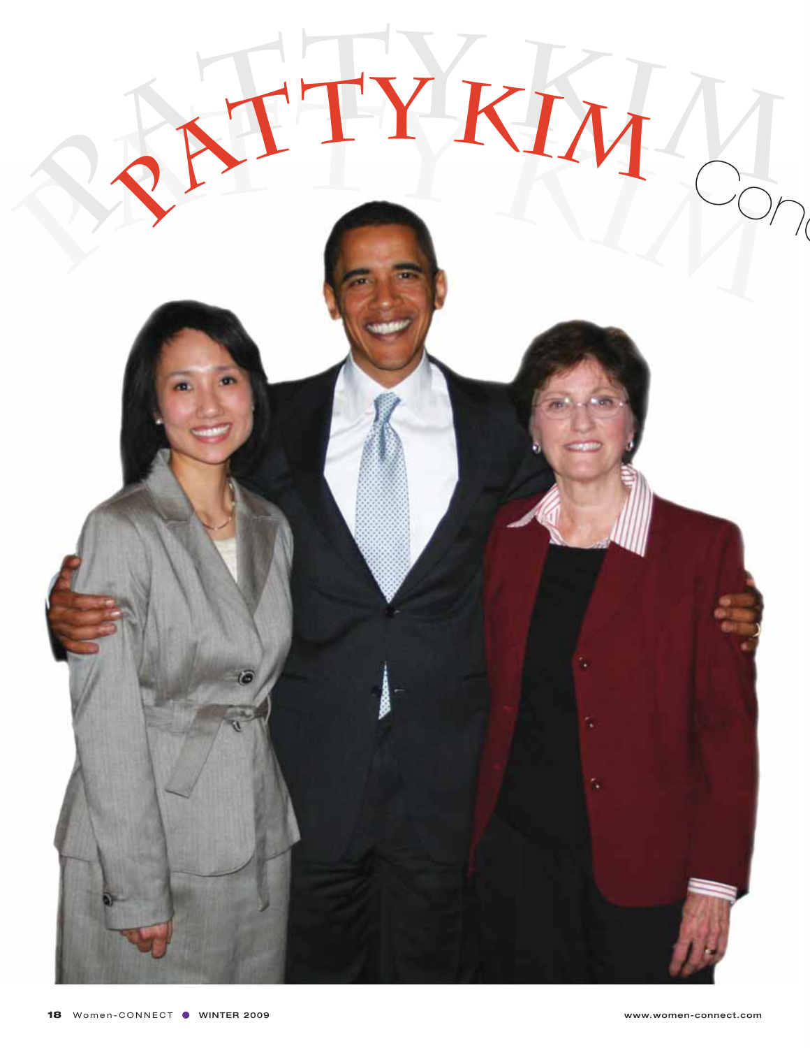# PATTY KIM

Con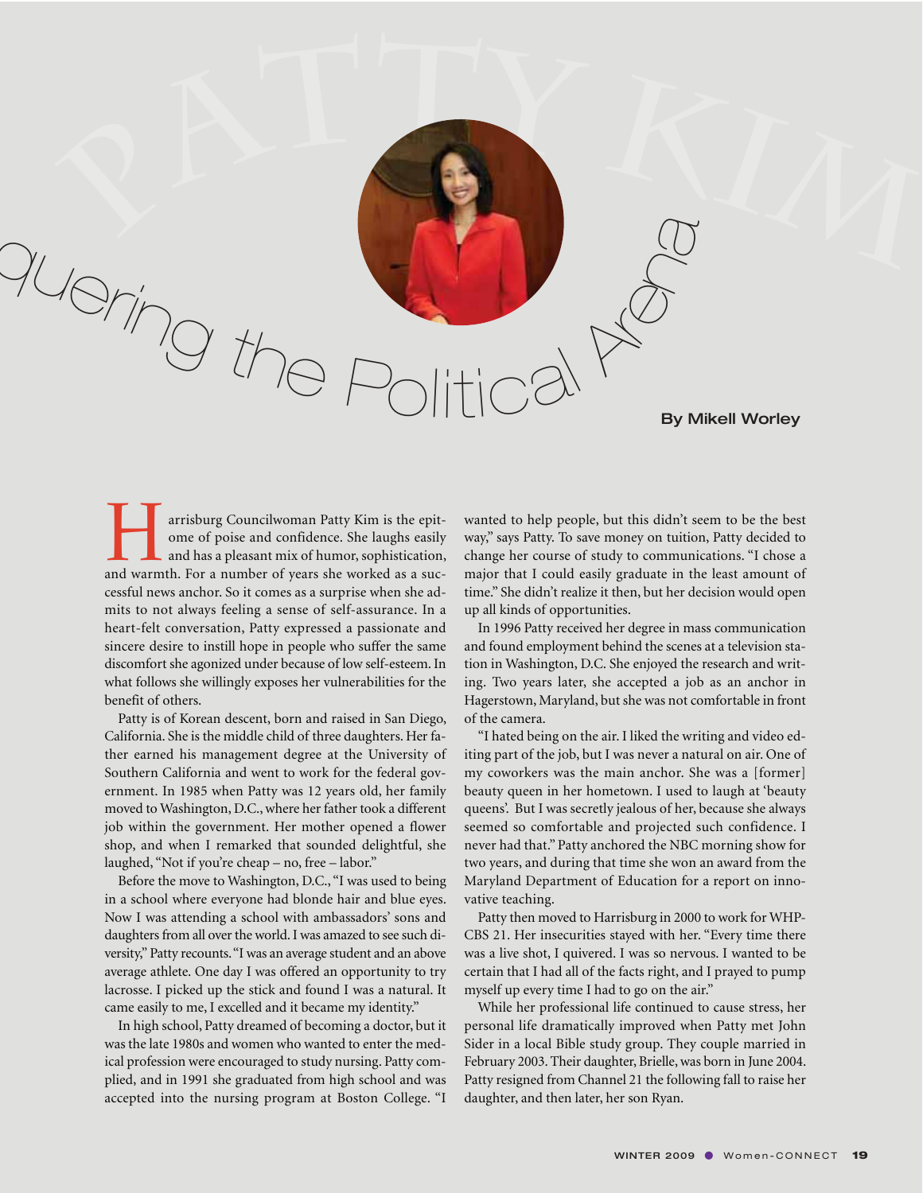# PATTY KIM

## ...quering the Political Arena

**By Mikell Worley**

Harrisburg Councilwoman Patty Kim is the epitome of poise and confidence. She laughs easily and has a pleasant mix of humor, sophistication, and warmth. For a number of years she worked as a successful news anchor. So it comes as a surprise when she admits to not always feeling a sense of self-assurance. In a heart-felt conversation, Patty expressed a passionate and sincere desire to instill hope in people who suffer the same discomfort she agonized under because of low self-esteem. In what follows she willingly exposes her vulnerabilities for the benefit of others.

Patty is of Korean descent, born and raised in San Diego, California. She is the middle child of three daughters. Her father earned his management degree at the University of Southern California and went to work for the federal government. In 1985 when Patty was 12 years old, her family moved to Washington, D.C., where her father took a different job within the government. Her mother opened a flower shop, and when I remarked that sounded delightful, she laughed, "Not if you're cheap – no, free – labor."

Before the move to Washington, D.C., "I was used to being in a school where everyone had blonde hair and blue eyes. Now I was attending a school with ambassadors' sons and daughters from all over the world. I was amazed to see such diversity," Patty recounts. "I was an average student and an above average athlete. One day I was offered an opportunity to try lacrosse. I picked up the stick and found I was a natural. It came easily to me, I excelled and it became my identity."

In high school, Patty dreamed of becoming a doctor, but it was the late 1980s and women who wanted to enter the medical profession were encouraged to study nursing. Patty complied, and in 1991 she graduated from high school and was accepted into the nursing program at Boston College. "I wanted to help people, but this didn't seem to be the best way," says Patty. To save money on tuition, Patty decided to change her course of study to communications. "I chose a major that I could easily graduate in the least amount of time." She didn't realize it then, but her decision would open up all kinds of opportunities.

In 1996 Patty received her degree in mass communication and found employment behind the scenes at a television station in Washington, D.C. She enjoyed the research and writing. Two years later, she accepted a job as an anchor in Hagerstown, Maryland, but she was not comfortable in front of the camera.

"I hated being on the air. I liked the writing and video editing part of the job, but I was never a natural on air. One of my coworkers was the main anchor. She was a [former] beauty queen in her hometown. I used to laugh at 'beauty queens'. But I was secretly jealous of her, because she always seemed so comfortable and projected such confidence. I never had that." Patty anchored the NBC morning show for two years, and during that time she won an award from the Maryland Department of Education for a report on innovative teaching.

Patty then moved to Harrisburg in 2000 to work for WHP-CBS 21. Her insecurities stayed with her. "Every time there was a live shot, I quivered. I was so nervous. I wanted to be certain that I had all of the facts right, and I prayed to pump myself up every time I had to go on the air."

While her professional life continued to cause stress, her personal life dramatically improved when Patty met John Sider in a local Bible study group. They couple married in February 2003. Their daughter, Brielle, was born in June 2004. Patty resigned from Channel 21 the following fall to raise her daughter, and then later, her son Ryan.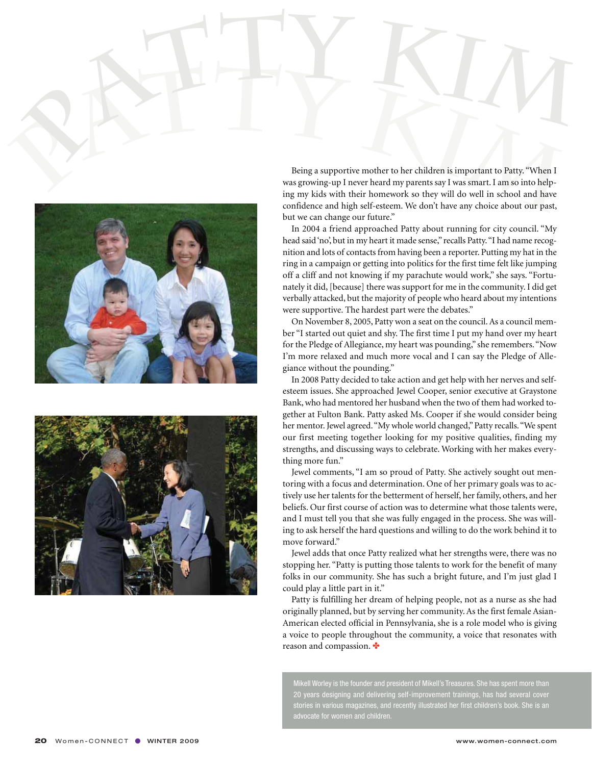# PATTY KIM

Being a supportive mother to her children is important to Patty. "When I was growing-up I never heard my parents say I was smart. I am so into helping my kids with their homework so they will do well in school and have confidence and high self-esteem. We don't have any choice about our past, but we can change our future."

In 2004 a friend approached Patty about running for city council. "My head said 'no', but in my heart it made sense," recalls Patty. "I had name recognition and lots of contacts from having been a reporter. Putting my hat in the ring in a campaign or getting into politics for the first time felt like jumping off a cliff and not knowing if my parachute would work," she says. "Fortunately it did, [because] there was support for me in the community. I did get verbally attacked, but the majority of people who heard about my intentions were supportive. The hardest part were the debates."

On November 8, 2005, Patty won a seat on the council. As a council member "I started out quiet and shy. The first time I put my hand over my heart for the Pledge of Allegiance, my heart was pounding," she remembers. "Now I'm more relaxed and much more vocal and I can say the Pledge of Allegiance without the pounding."

In 2008 Patty decided to take action and get help with her nerves and self-esteem issues. She approached Jewel Cooper, senior executive at Graystone Bank, who had mentored her husband when the two of them had worked together at Fulton Bank. Patty asked Ms. Cooper if she would consider being her mentor. Jewel agreed. "My whole world changed," Patty recalls. "We spent our first meeting together looking for my positive qualities, finding my strengths, and discussing ways to celebrate. Working with her makes everything more fun."

Jewel comments, "I am so proud of Patty. She actively sought out mentoring with a focus and determination. One of her primary goals was to actively use her talents for the betterment of herself, her family, others, and her beliefs. Our first course of action was to determine what those talents were, and I must tell you that she was fully engaged in the process. She was willing to ask herself the hard questions and willing to do the work behind it to move forward."

Jewel adds that once Patty realized what her strengths were, there was no stopping her. "Patty is putting those talents to work for the benefit of many folks in our community. She has such a bright future, and I'm just glad I could play a little part in it."

Patty is fulfilling her dream of helping people, not as a nurse as she had originally planned, but by serving her community. As the first female Asian-American elected official in Pennsylvania, she is a role model who is giving a voice to people throughout the community, a voice that resonates with reason and compassion. ✤

*Mikell Worley is the founder and president of Mikell's Treasures. She has spent more than 20 years designing and delivering self-improvement trainings, has had several cover stories in various magazines, and recently illustrated her first children's book. She is an advocate for women and children.*